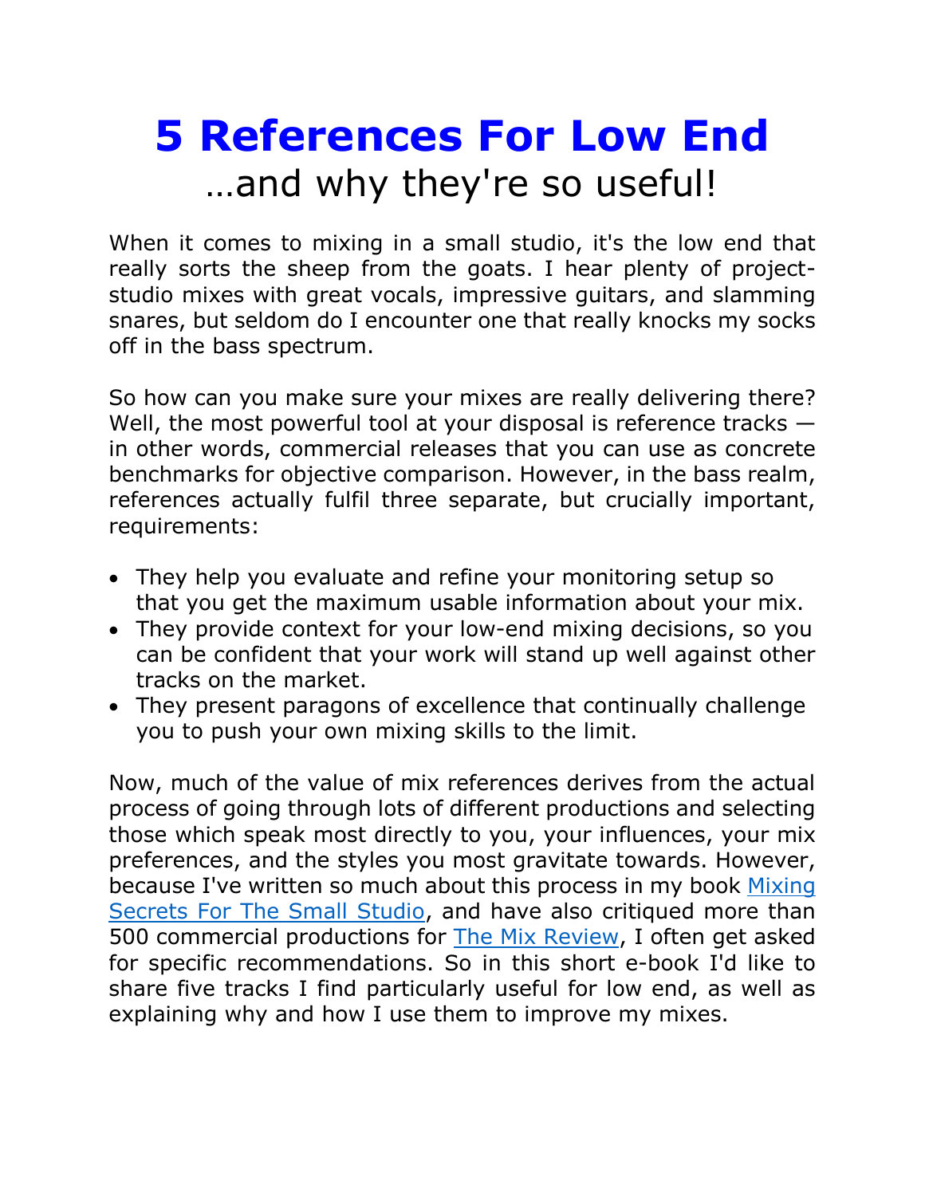# 5 References For Low End

## …and why they're so useful!

When it comes to mixing in a small studio, it's the low end that really sorts the sheep from the goats. I hear plenty of project-studio mixes with great vocals, impressive guitars, and slamming snares, but seldom do I encounter one that really knocks my socks off in the bass spectrum.

So how can you make sure your mixes are really delivering there? Well, the most powerful tool at your disposal is reference tracks — in other words, commercial releases that you can use as concrete benchmarks for objective comparison. However, in the bass realm, references actually fulfil three separate, but crucially important, requirements:

- They help you evaluate and refine your monitoring setup so that you get the maximum usable information about your mix.
- They provide context for your low-end mixing decisions, so you can be confident that your work will stand up well against other tracks on the market.
- They present paragons of excellence that continually challenge you to push your own mixing skills to the limit.

Now, much of the value of mix references derives from the actual process of going through lots of different productions and selecting those which speak most directly to you, your influences, your mix preferences, and the styles you most gravitate towards. However, because I've written so much about this process in my book Mixing Secrets For The Small Studio, and have also critiqued more than 500 commercial productions for The Mix Review, I often get asked for specific recommendations. So in this short e-book I'd like to share five tracks I find particularly useful for low end, as well as explaining why and how I use them to improve my mixes.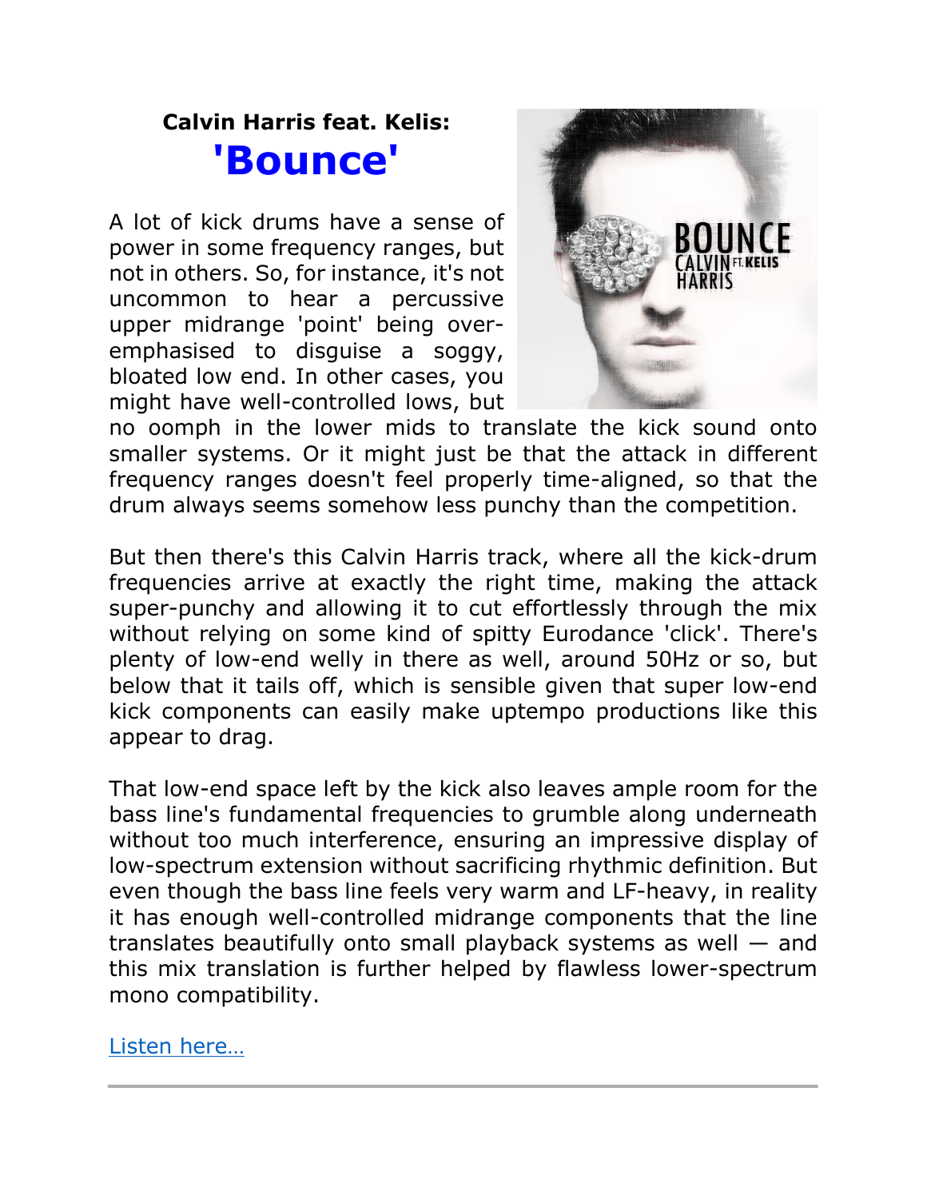**Calvin Harris feat. Kelis:**

## 'Bounce'

A lot of kick drums have a sense of power in some frequency ranges, but not in others. So, for instance, it's not uncommon to hear a percussive upper midrange 'point' being over-emphasised to disguise a soggy, bloated low end. In other cases, you might have well-controlled lows, but no oomph in the lower mids to translate the kick sound onto smaller systems. Or it might just be that the attack in different frequency ranges doesn't feel properly time-aligned, so that the drum always seems somehow less punchy than the competition.

But then there's this Calvin Harris track, where all the kick-drum frequencies arrive at exactly the right time, making the attack super-punchy and allowing it to cut effortlessly through the mix without relying on some kind of spitty Eurodance 'click'. There's plenty of low-end welly in there as well, around 50Hz or so, but below that it tails off, which is sensible given that super low-end kick components can easily make uptempo productions like this appear to drag.

That low-end space left by the kick also leaves ample room for the bass line's fundamental frequencies to grumble along underneath without too much interference, ensuring an impressive display of low-spectrum extension without sacrificing rhythmic definition. But even though the bass line feels very warm and LF-heavy, in reality it has enough well-controlled midrange components that the line translates beautifully onto small playback systems as well — and this mix translation is further helped by flawless lower-spectrum mono compatibility.

Listen here…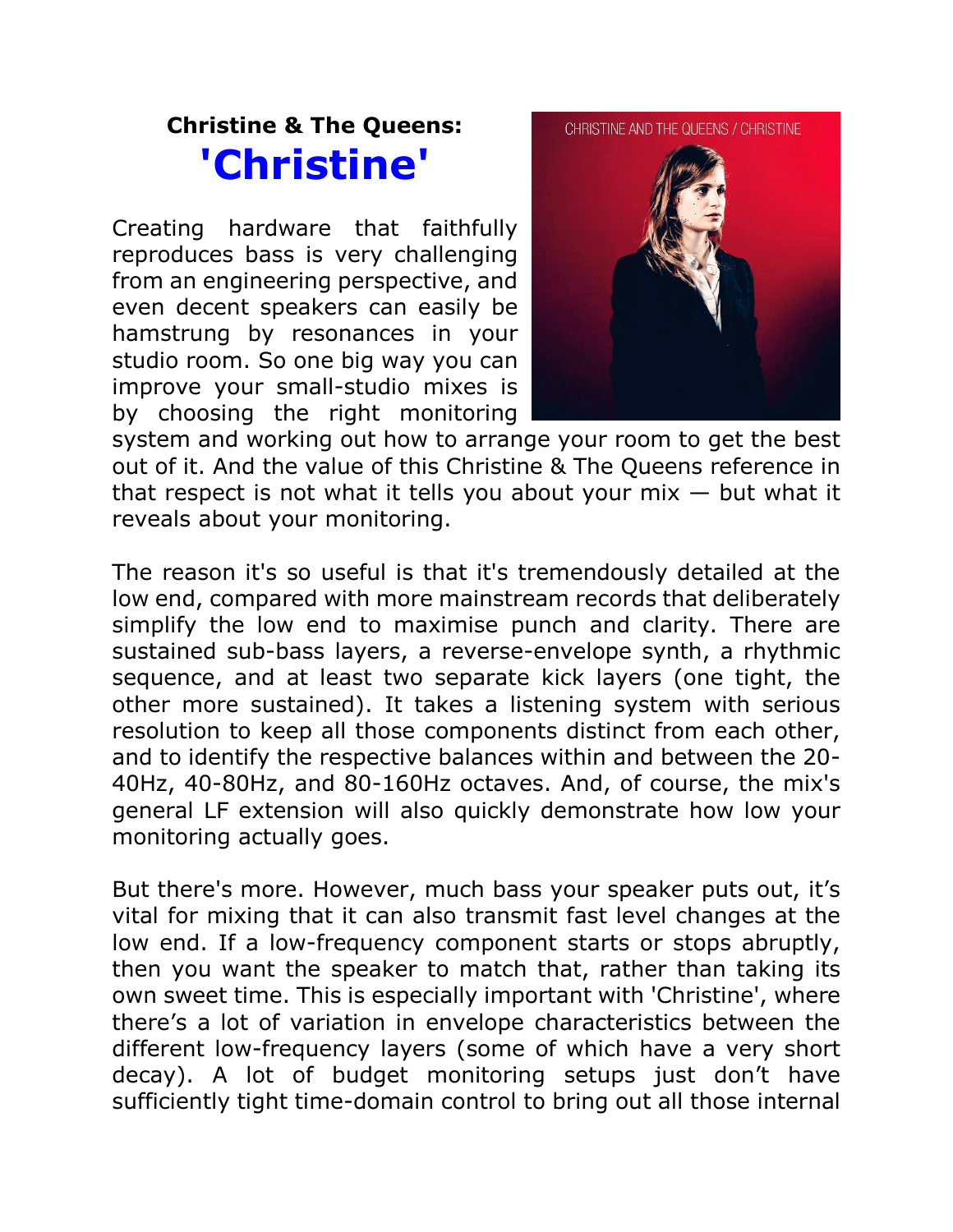## Christine & The Queens:
# 'Christine'

Creating hardware that faithfully reproduces bass is very challenging from an engineering perspective, and even decent speakers can easily be hamstrung by resonances in your studio room. So one big way you can improve your small-studio mixes is by choosing the right monitoring system and working out how to arrange your room to get the best out of it. And the value of this Christine & The Queens reference in that respect is not what it tells you about your mix — but what it reveals about your monitoring.

The reason it's so useful is that it's tremendously detailed at the low end, compared with more mainstream records that deliberately simplify the low end to maximise punch and clarity. There are sustained sub-bass layers, a reverse-envelope synth, a rhythmic sequence, and at least two separate kick layers (one tight, the other more sustained). It takes a listening system with serious resolution to keep all those components distinct from each other, and to identify the respective balances within and between the 20-40Hz, 40-80Hz, and 80-160Hz octaves. And, of course, the mix's general LF extension will also quickly demonstrate how low your monitoring actually goes.

But there's more. However, much bass your speaker puts out, it's vital for mixing that it can also transmit fast level changes at the low end. If a low-frequency component starts or stops abruptly, then you want the speaker to match that, rather than taking its own sweet time. This is especially important with 'Christine', where there's a lot of variation in envelope characteristics between the different low-frequency layers (some of which have a very short decay). A lot of budget monitoring setups just don't have sufficiently tight time-domain control to bring out all those internal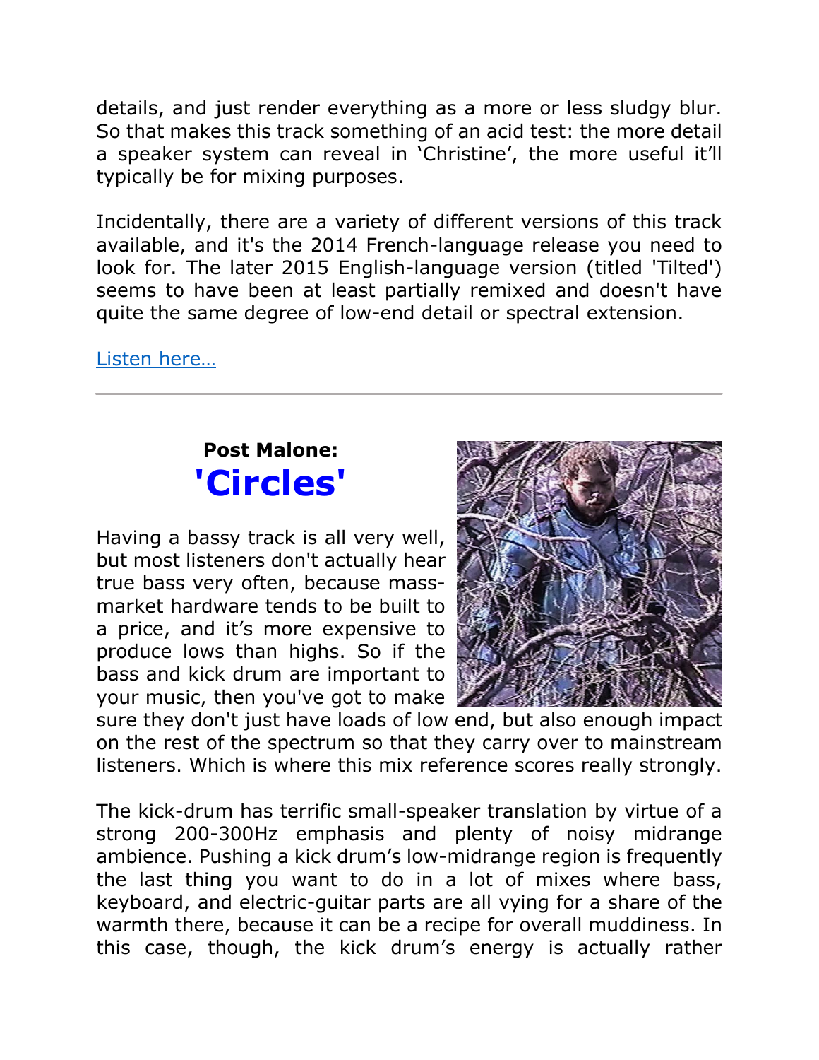details, and just render everything as a more or less sludgy blur. So that makes this track something of an acid test: the more detail a speaker system can reveal in 'Christine', the more useful it'll typically be for mixing purposes.

Incidentally, there are a variety of different versions of this track available, and it's the 2014 French-language release you need to look for. The later 2015 English-language version (titled 'Tilted') seems to have been at least partially remixed and doesn't have quite the same degree of low-end detail or spectral extension.

[Listen here…]

---

**Post Malone:**
## 'Circles'

Having a bassy track is all very well, but most listeners don't actually hear true bass very often, because mass-market hardware tends to be built to a price, and it's more expensive to produce lows than highs. So if the bass and kick drum are important to your music, then you've got to make sure they don't just have loads of low end, but also enough impact on the rest of the spectrum so that they carry over to mainstream listeners. Which is where this mix reference scores really strongly.

The kick-drum has terrific small-speaker translation by virtue of a strong 200-300Hz emphasis and plenty of noisy midrange ambience. Pushing a kick drum's low-midrange region is frequently the last thing you want to do in a lot of mixes where bass, keyboard, and electric-guitar parts are all vying for a share of the warmth there, because it can be a recipe for overall muddiness. In this case, though, the kick drum's energy is actually rather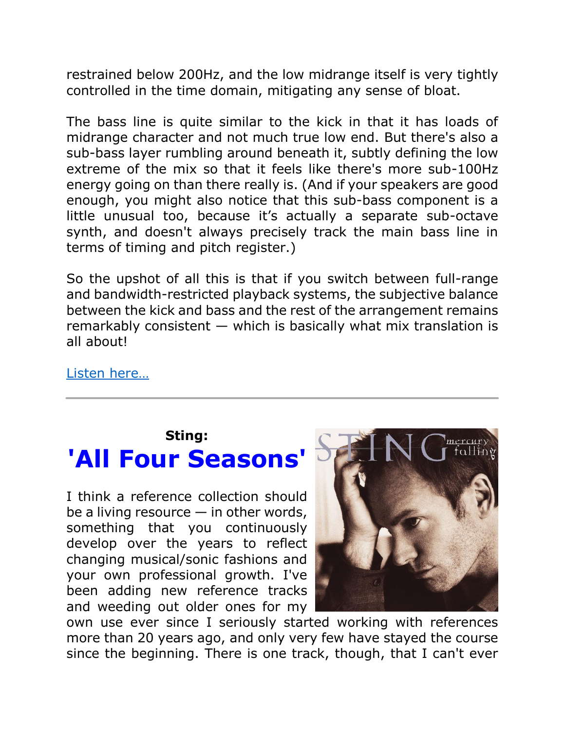restrained below 200Hz, and the low midrange itself is very tightly controlled in the time domain, mitigating any sense of bloat.

The bass line is quite similar to the kick in that it has loads of midrange character and not much true low end. But there's also a sub-bass layer rumbling around beneath it, subtly defining the low extreme of the mix so that it feels like there's more sub-100Hz energy going on than there really is. (And if your speakers are good enough, you might also notice that this sub-bass component is a little unusual too, because it's actually a separate sub-octave synth, and doesn't always precisely track the main bass line in terms of timing and pitch register.)

So the upshot of all this is that if you switch between full-range and bandwidth-restricted playback systems, the subjective balance between the kick and bass and the rest of the arrangement remains remarkably consistent — which is basically what mix translation is all about!

Listen here…

---

**Sting:**

## 'All Four Seasons'

I think a reference collection should be a living resource — in other words, something that you continuously develop over the years to reflect changing musical/sonic fashions and your own professional growth. I've been adding new reference tracks and weeding out older ones for my own use ever since I seriously started working with references more than 20 years ago, and only very few have stayed the course since the beginning. There is one track, though, that I can't ever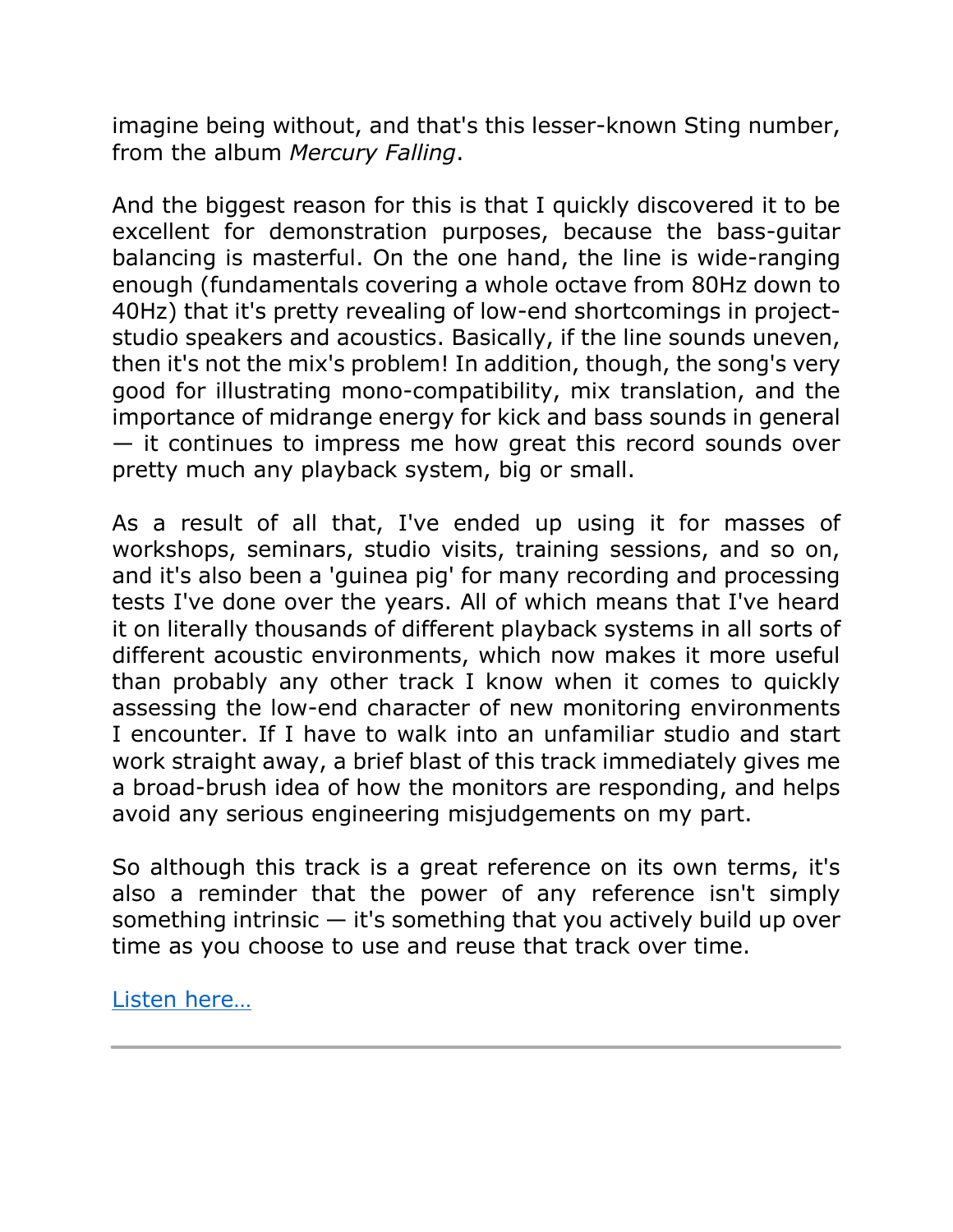imagine being without, and that's this lesser-known Sting number, from the album *Mercury Falling*.

And the biggest reason for this is that I quickly discovered it to be excellent for demonstration purposes, because the bass-guitar balancing is masterful. On the one hand, the line is wide-ranging enough (fundamentals covering a whole octave from 80Hz down to 40Hz) that it's pretty revealing of low-end shortcomings in project-studio speakers and acoustics. Basically, if the line sounds uneven, then it's not the mix's problem! In addition, though, the song's very good for illustrating mono-compatibility, mix translation, and the importance of midrange energy for kick and bass sounds in general — it continues to impress me how great this record sounds over pretty much any playback system, big or small.

As a result of all that, I've ended up using it for masses of workshops, seminars, studio visits, training sessions, and so on, and it's also been a 'guinea pig' for many recording and processing tests I've done over the years. All of which means that I've heard it on literally thousands of different playback systems in all sorts of different acoustic environments, which now makes it more useful than probably any other track I know when it comes to quickly assessing the low-end character of new monitoring environments I encounter. If I have to walk into an unfamiliar studio and start work straight away, a brief blast of this track immediately gives me a broad-brush idea of how the monitors are responding, and helps avoid any serious engineering misjudgements on my part.

So although this track is a great reference on its own terms, it's also a reminder that the power of any reference isn't simply something intrinsic — it's something that you actively build up over time as you choose to use and reuse that track over time.

Listen here…

---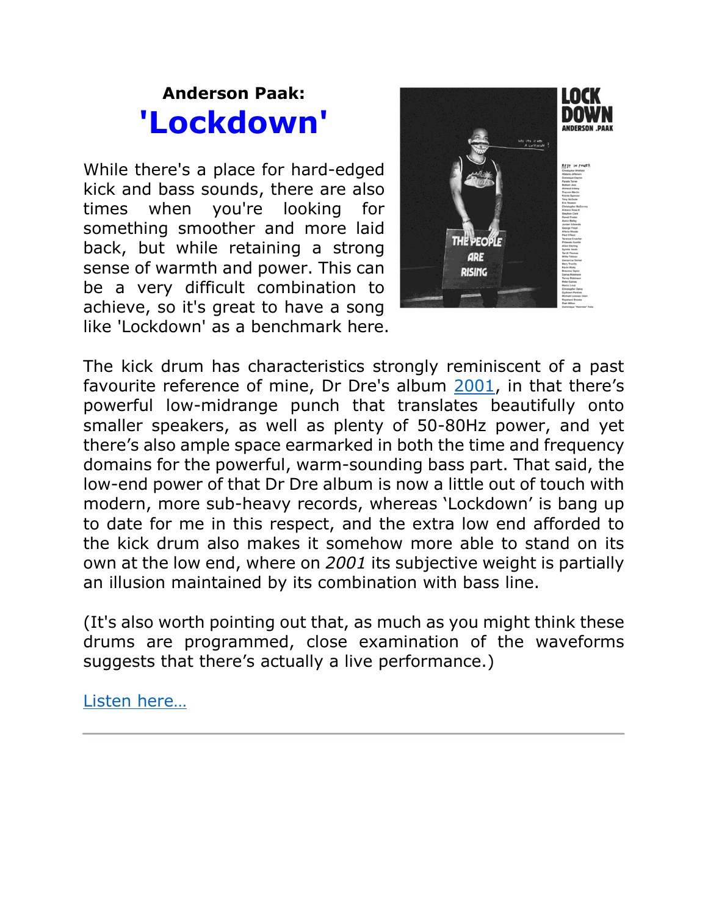**Anderson Paak:**

## 'Lockdown'

While there's a place for hard-edged kick and bass sounds, there are also times when you're looking for something smoother and more laid back, but while retaining a strong sense of warmth and power. This can be a very difficult combination to achieve, so it's great to have a song like 'Lockdown' as a benchmark here.

The kick drum has characteristics strongly reminiscent of a past favourite reference of mine, Dr Dre's album 2001, in that there's powerful low-midrange punch that translates beautifully onto smaller speakers, as well as plenty of 50-80Hz power, and yet there's also ample space earmarked in both the time and frequency domains for the powerful, warm-sounding bass part. That said, the low-end power of that Dr Dre album is now a little out of touch with modern, more sub-heavy records, whereas 'Lockdown' is bang up to date for me in this respect, and the extra low end afforded to the kick drum also makes it somehow more able to stand on its own at the low end, where on *2001* its subjective weight is partially an illusion maintained by its combination with bass line.

(It's also worth pointing out that, as much as you might think these drums are programmed, close examination of the waveforms suggests that there's actually a live performance.)

Listen here…

---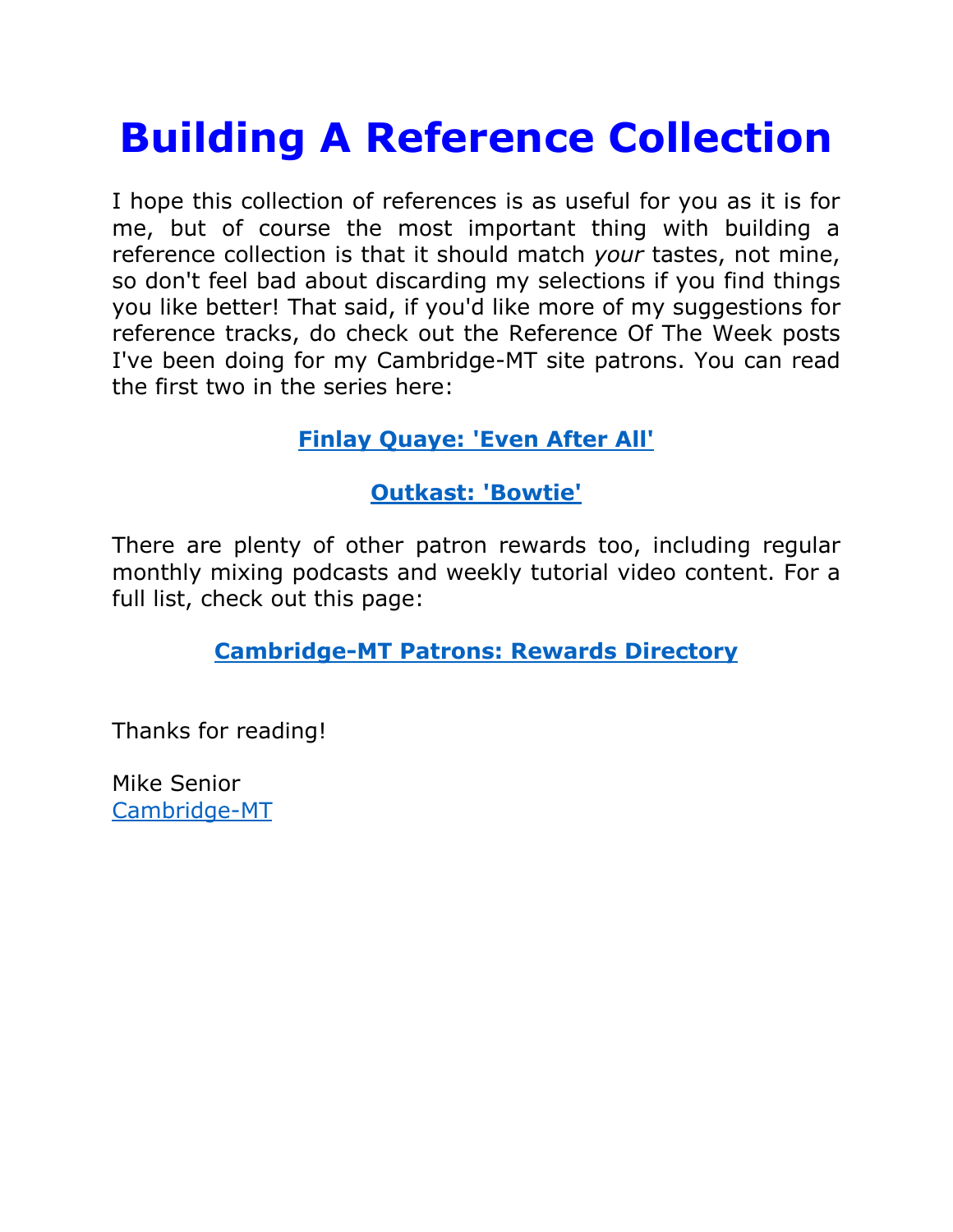# Building A Reference Collection

I hope this collection of references is as useful for you as it is for me, but of course the most important thing with building a reference collection is that it should match *your* tastes, not mine, so don't feel bad about discarding my selections if you find things you like better! That said, if you'd like more of my suggestions for reference tracks, do check out the Reference Of The Week posts I've been doing for my Cambridge-MT site patrons. You can read the first two in the series here:

**Finlay Quaye: 'Even After All'**

**Outkast: 'Bowtie'**

There are plenty of other patron rewards too, including regular monthly mixing podcasts and weekly tutorial video content. For a full list, check out this page:

**Cambridge-MT Patrons: Rewards Directory**

Thanks for reading!

Mike Senior
Cambridge-MT